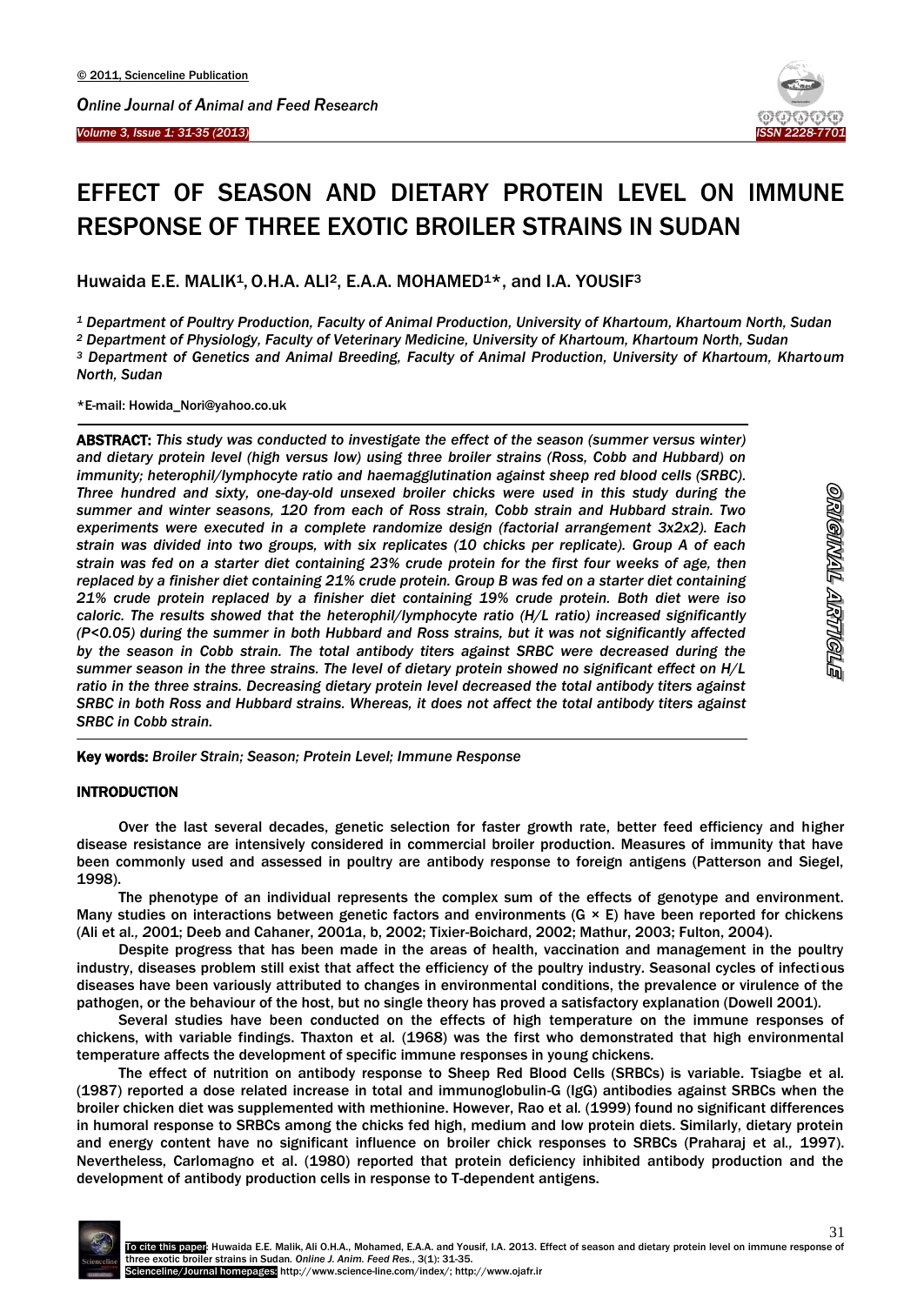# EFFECT OF SEASON AND DIETARY PROTEIN LEVEL ON IMMUNE RESPONSE OF THREE EXOTIC BROILER STRAINS IN SUDAN

Huwaida E.E. MALIK[1], O.H.A. ALI[2], E.A.A. MOHAMED[1]*, and I.A. YOUSIF[3]

*[1] Department of Poultry Production, Faculty of Animal Production, University of Khartoum, Khartoum North, Sudan*
*[2] Department of Physiology, Faculty of Veterinary Medicine, University of Khartoum, Khartoum North, Sudan*
*[3] Department of Genetics and Animal Breeding, Faculty of Animal Production, University of Khartoum, Khartoum North, Sudan*

*E-mail: Howida_Nori@yahoo.co.uk

**ABSTRACT:** *This study was conducted to investigate the effect of the season (summer versus winter) and dietary protein level (high versus low) using three broiler strains (Ross, Cobb and Hubbard) on immunity; heterophil/lymphocyte ratio and haemagglutination against sheep red blood cells (SRBC). Three hundred and sixty, one-day-old unsexed broiler chicks were used in this study during the summer and winter seasons, 120 from each of Ross strain, Cobb strain and Hubbard strain. Two experiments were executed in a complete randomize design (factorial arrangement 3x2x2). Each strain was divided into two groups, with six replicates (10 chicks per replicate). Group A of each strain was fed on a starter diet containing 23% crude protein for the first four weeks of age, then replaced by a finisher diet containing 21% crude protein. Group B was fed on a starter diet containing 21% crude protein replaced by a finisher diet containing 19% crude protein. Both diet were iso caloric. The results showed that the heterophil/lymphocyte ratio (H/L ratio) increased significantly (P<0.05) during the summer in both Hubbard and Ross strains, but it was not significantly affected by the season in Cobb strain. The total antibody titers against SRBC were decreased during the summer season in the three strains. The level of dietary protein showed no significant effect on H/L ratio in the three strains. Decreasing dietary protein level decreased the total antibody titers against SRBC in both Ross and Hubbard strains. Whereas, it does not affect the total antibody titers against SRBC in Cobb strain.*

**Key words:** *Broiler Strain; Season; Protein Level; Immune Response*

## INTRODUCTION

Over the last several decades, genetic selection for faster growth rate, better feed efficiency and higher disease resistance are intensively considered in commercial broiler production. Measures of immunity that have been commonly used and assessed in poultry are antibody response to foreign antigens (Patterson and Siegel, 1998).

The phenotype of an individual represents the complex sum of the effects of genotype and environment. Many studies on interactions between genetic factors and environments (G × E) have been reported for chickens (Ali et al., 2001; Deeb and Cahaner, 2001a, b, 2002; Tixier-Boichard, 2002; Mathur, 2003; Fulton, 2004).

Despite progress that has been made in the areas of health, vaccination and management in the poultry industry, diseases problem still exist that affect the efficiency of the poultry industry. Seasonal cycles of infectious diseases have been variously attributed to changes in environmental conditions, the prevalence or virulence of the pathogen, or the behaviour of the host, but no single theory has proved a satisfactory explanation (Dowell 2001).

Several studies have been conducted on the effects of high temperature on the immune responses of chickens, with variable findings. Thaxton et al. (1968) was the first who demonstrated that high environmental temperature affects the development of specific immune responses in young chickens.

The effect of nutrition on antibody response to Sheep Red Blood Cells (SRBCs) is variable. Tsiagbe et al. (1987) reported a dose related increase in total and immunoglobulin-G (IgG) antibodies against SRBCs when the broiler chicken diet was supplemented with methionine. However, Rao et al. (1999) found no significant differences in humoral response to SRBCs among the chicks fed high, medium and low protein diets. Similarly, dietary protein and energy content have no significant influence on broiler chick responses to SRBCs (Praharaj et al., 1997). Nevertheless, Carlomagno et al. (1980) reported that protein deficiency inhibited antibody production and the development of antibody production cells in response to T-dependent antigens.

To cite this paper: Huwaida E.E. Malik, Ali O.H.A., Mohamed, E.A.A. and Yousif, I.A. 2013. Effect of season and dietary protein level on immune response of three exotic broiler strains in Sudan. *Online J. Anim. Feed Res.*, 3(1): 31-35.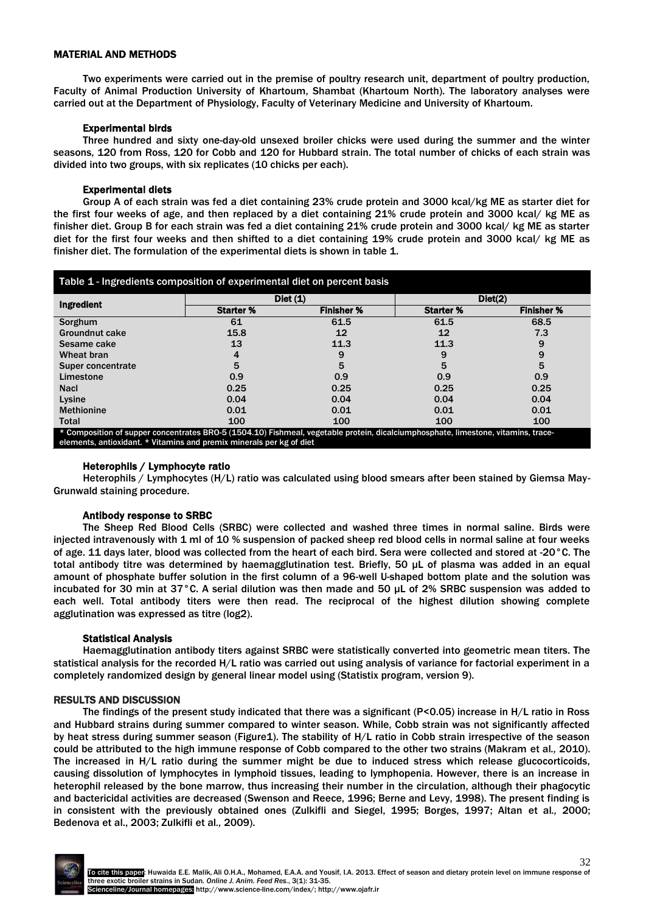## MATERIAL AND METHODS

Two experiments were carried out in the premise of poultry research unit, department of poultry production, Faculty of Animal Production University of Khartoum, Shambat (Khartoum North). The laboratory analyses were carried out at the Department of Physiology, Faculty of Veterinary Medicine and University of Khartoum.

### Experimental birds

Three hundred and sixty one-day-old unsexed broiler chicks were used during the summer and the winter seasons, 120 from Ross, 120 for Cobb and 120 for Hubbard strain. The total number of chicks of each strain was divided into two groups, with six replicates (10 chicks per each).

### Experimental diets

Group A of each strain was fed a diet containing 23% crude protein and 3000 kcal/kg ME as starter diet for the first four weeks of age, and then replaced by a diet containing 21% crude protein and 3000 kcal/ kg ME as finisher diet. Group B for each strain was fed a diet containing 21% crude protein and 3000 kcal/ kg ME as starter diet for the first four weeks and then shifted to a diet containing 19% crude protein and 3000 kcal/ kg ME as finisher diet. The formulation of the experimental diets is shown in table 1.

Table 1 - Ingredients composition of experimental diet on percent basis

| Ingredient | Diet (1) | | Diet(2) | |
|---|---|---|---|---|
| | Starter % | Finisher % | Starter % | Finisher % |
| Sorghum | 61 | 61.5 | 61.5 | 68.5 |
| Groundnut cake | 15.8 | 12 | 12 | 7.3 |
| Sesame cake | 13 | 11.3 | 11.3 | 9 |
| Wheat bran | 4 | 9 | 9 | 9 |
| Super concentrate | 5 | 5 | 5 | 5 |
| Limestone | 0.9 | 0.9 | 0.9 | 0.9 |
| Nacl | 0.25 | 0.25 | 0.25 | 0.25 |
| Lysine | 0.04 | 0.04 | 0.04 | 0.04 |
| Methionine | 0.01 | 0.01 | 0.01 | 0.01 |
| Total | 100 | 100 | 100 | 100 |

* Composition of supper concentrates BRO-5 (1504.10) Fishmeal, vegetable protein, dicalciumphosphate, limestone, vitamins, trace-elements, antioxidant. * Vitamins and premix minerals per kg of diet

### Heterophils / Lymphocyte ratio

Heterophils / Lymphocytes (H/L) ratio was calculated using blood smears after been stained by Giemsa May-Grunwald staining procedure.

### Antibody response to SRBC

The Sheep Red Blood Cells (SRBC) were collected and washed three times in normal saline. Birds were injected intravenously with 1 ml of 10 % suspension of packed sheep red blood cells in normal saline at four weeks of age. 11 days later, blood was collected from the heart of each bird. Sera were collected and stored at -20°C. The total antibody titre was determined by haemagglutination test. Briefly, 50 µL of plasma was added in an equal amount of phosphate buffer solution in the first column of a 96-well U-shaped bottom plate and the solution was incubated for 30 min at 37°C. A serial dilution was then made and 50 µL of 2% SRBC suspension was added to each well. Total antibody titers were then read. The reciprocal of the highest dilution showing complete agglutination was expressed as titre (log2).

### Statistical Analysis

Haemagglutination antibody titers against SRBC were statistically converted into geometric mean titers. The statistical analysis for the recorded H/L ratio was carried out using analysis of variance for factorial experiment in a completely randomized design by general linear model using (Statistix program, version 9).

## RESULTS AND DISCUSSION

The findings of the present study indicated that there was a significant ($P<0.05$) increase in H/L ratio in Ross and Hubbard strains during summer compared to winter season. While, Cobb strain was not significantly affected by heat stress during summer season (Figure1). The stability of H/L ratio in Cobb strain irrespective of the season could be attributed to the high immune response of Cobb compared to the other two strains (Makram et al*.,* 2010). The increased in H/L ratio during the summer might be due to induced stress which release glucocorticoids, causing dissolution of lymphocytes in lymphoid tissues, leading to lymphopenia. However, there is an increase in heterophil released by the bone marrow, thus increasing their number in the circulation, although their phagocytic and bactericidal activities are decreased (Swenson and Reece, 1996; Berne and Levy, 1998). The present finding is in consistent with the previously obtained ones (Zulkifli and Siegel, 1995; Borges, 1997; Altan et al*.,* 2000; Bedenova et al., 2003; Zulkifli et al*.,* 2009).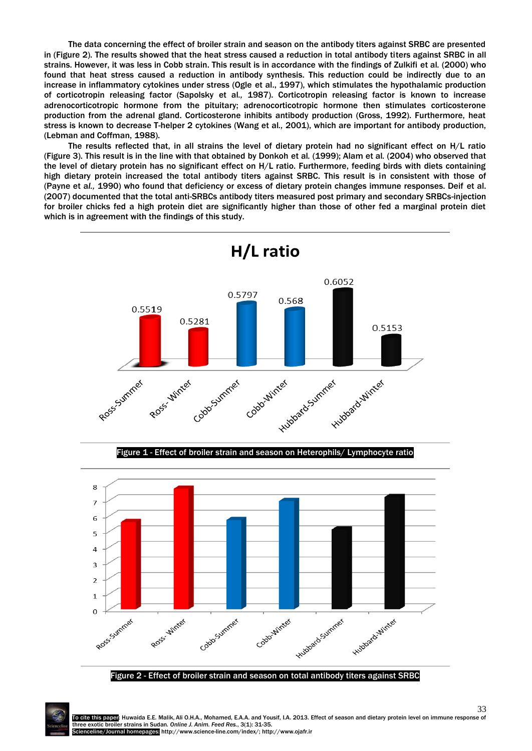The data concerning the effect of broiler strain and season on the antibody titers against SRBC are presented in (Figure 2). The results showed that the heat stress caused a reduction in total antibody titers against SRBC in all strains. However, it was less in Cobb strain. This result is in accordance with the findings of Zulkifi et al. (2000) who found that heat stress caused a reduction in antibody synthesis. This reduction could be indirectly due to an increase in inflammatory cytokines under stress (Ogle et al., 1997), which stimulates the hypothalamic production of corticotropin releasing factor (Sapolsky et al., 1987). Corticotropin releasing factor is known to increase adrenocorticotropic hormone from the pituitary; adrenocorticotropic hormone then stimulates corticosterone production from the adrenal gland. Corticosterone inhibits antibody production (Gross, 1992). Furthermore, heat stress is known to decrease T-helper 2 cytokines (Wang et al., 2001), which are important for antibody production, (Lebman and Coffman, 1988).

The results reflected that, in all strains the level of dietary protein had no significant effect on H/L ratio (Figure 3). This result is in the line with that obtained by Donkoh et al. (1999); Alam et al. (2004) who observed that the level of dietary protein has no significant effect on H/L ratio. Furthermore, feeding birds with diets containing high dietary protein increased the total antibody titers against SRBC. This result is in consistent with those of (Payne et *al.*, 1990) who found that deficiency or excess of dietary protein changes immune responses. Deif et al. (2007) documented that the total anti-SRBCs antibody titers measured post primary and secondary SRBCs-injection for broiler chicks fed a high protein diet are significantly higher than those of other fed a marginal protein diet which is in agreement with the findings of this study.

**H/L ratio**

| | Ross-Summer | Ross- Winter | Cobb-Summer | Cobb-Winter | Hubbard-Summer | Hubbard-Winter |
|---|---|---|---|---|---|---|
| H/L ratio | 0.5519 | 0.5281 | 0.5797 | 0.568 | 0.6052 | 0.5153 |

**Figure 1** - Effect of broiler strain and season on Heterophils/ Lymphocyte ratio

**Figure 2** - Effect of broiler strain and season on total antibody titers against SRBC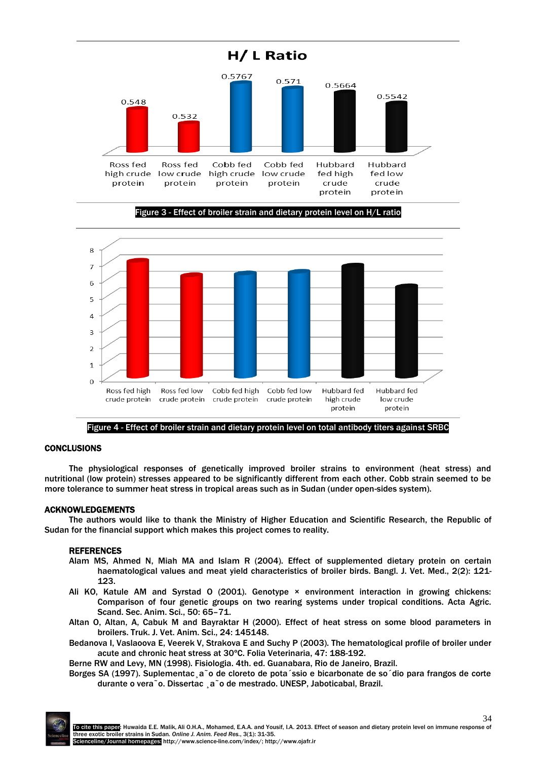Figure 3 - Effect of broiler strain and dietary protein level on H/L ratio

Figure 4 - Effect of broiler strain and dietary protein level on total antibody titers against SRBC

## CONCLUSIONS

The physiological responses of genetically improved broiler strains to environment (heat stress) and nutritional (low protein) stresses appeared to be significantly different from each other. Cobb strain seemed to be more tolerance to summer heat stress in tropical areas such as in Sudan (under open-sides system).

## ACKNOWLEDGEMENTS

The authors would like to thank the Ministry of Higher Education and Scientific Research, the Republic of Sudan for the financial support which makes this project comes to reality.

## REFERENCES

Alam MS, Ahmed N, Miah MA and Islam R (2004). Effect of supplemented dietary protein on certain haematological values and meat yield characteristics of broiler birds. Bangl. J. Vet. Med., 2(2): 121-123.

Ali KO, Katule AM and Syrstad O (2001). Genotype × environment interaction in growing chickens: Comparison of four genetic groups on two rearing systems under tropical conditions. Acta Agric. Scand. Sec. Anim. Sci., 50: 65–71.

Altan O, Altan, A, Cabuk M and Bayraktar H (2000). Effect of heat stress on some blood parameters in broilers. Truk. J. Vet. Anim. Sci., 24: 145148.

Bedanova I, Vaslaoova E, Veerek V, Strakova E and Suchy P (2003). The hematological profile of broiler under acute and chronic heat stress at 30°C. Folia Veterinaria, 47: 188-192.

Berne RW and Levy, MN (1998). Fisiologia. 4th. ed. Guanabara, Rio de Janeiro, Brazil.

Borges SA (1997). Suplementac¸a˜o de cloreto de pota´ssio e bicarbonate de so´dio para frangos de corte durante o vera˜o. Dissertac ¸a˜o de mestrado. UNESP, Jaboticabal, Brazil.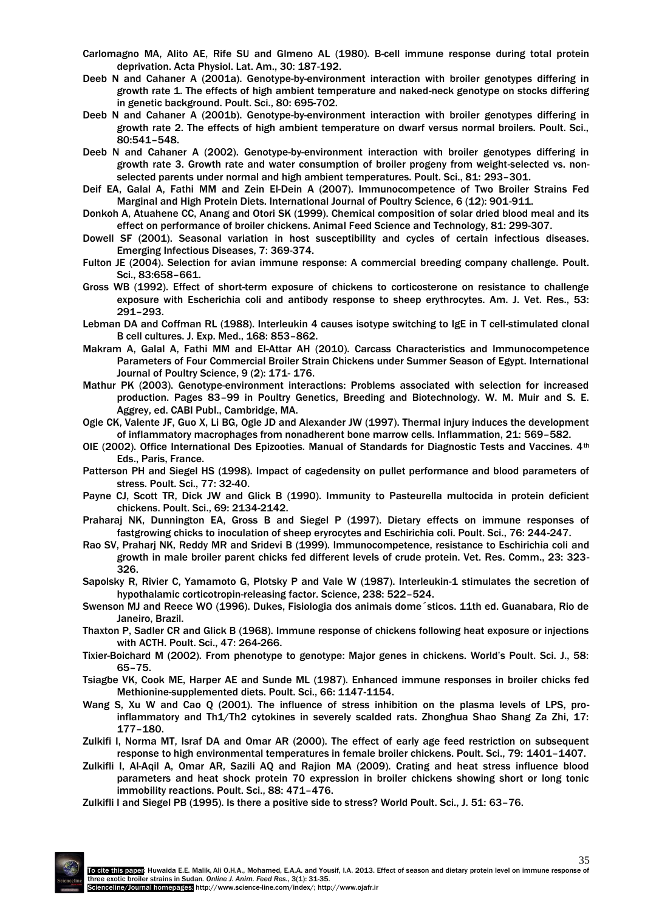Carlomagno MA, Alito AE, Rife SU and Glmeno AL (1980). B-cell immune response during total protein deprivation. Acta Physiol. Lat. Am., 30: 187-192.

Deeb N and Cahaner A (2001a). Genotype-by-environment interaction with broiler genotypes differing in growth rate 1. The effects of high ambient temperature and naked-neck genotype on stocks differing in genetic background. Poult. Sci., 80: 695-702.

Deeb N and Cahaner A (2001b). Genotype-by-environment interaction with broiler genotypes differing in growth rate 2. The effects of high ambient temperature on dwarf versus normal broilers. Poult. Sci., 80:541–548.

Deeb N and Cahaner A (2002). Genotype-by-environment interaction with broiler genotypes differing in growth rate 3. Growth rate and water consumption of broiler progeny from weight-selected vs. non-selected parents under normal and high ambient temperatures. Poult. Sci., 81: 293–301.

Deif EA, Galal A, Fathi MM and Zein El-Dein A (2007). Immunocompetence of Two Broiler Strains Fed Marginal and High Protein Diets. International Journal of Poultry Science, 6 (12): 901-911.

Donkoh A, Atuahene CC, Anang and Otori SK (1999). Chemical composition of solar dried blood meal and its effect on performance of broiler chickens. Animal Feed Science and Technology, 81: 299-307.

Dowell SF (2001). Seasonal variation in host susceptibility and cycles of certain infectious diseases. Emerging Infectious Diseases, 7: 369-374.

Fulton JE (2004). Selection for avian immune response: A commercial breeding company challenge. Poult. Sci., 83:658–661.

Gross WB (1992). Effect of short-term exposure of chickens to corticosterone on resistance to challenge exposure with Escherichia coli and antibody response to sheep erythrocytes. Am. J. Vet. Res., 53: 291–293.

Lebman DA and Coffman RL (1988). Interleukin 4 causes isotype switching to IgE in T cell-stimulated clonal B cell cultures. J. Exp. Med., 168: 853–862.

Makram A, Galal A, Fathi MM and El-Attar AH (2010). Carcass Characteristics and Immunocompetence Parameters of Four Commercial Broiler Strain Chickens under Summer Season of Egypt. International Journal of Poultry Science, 9 (2): 171- 176.

Mathur PK (2003). Genotype-environment interactions: Problems associated with selection for increased production. Pages 83–99 in Poultry Genetics, Breeding and Biotechnology. W. M. Muir and S. E. Aggrey, ed. CABI Publ., Cambridge, MA.

Ogle CK, Valente JF, Guo X, Li BG, Ogle JD and Alexander JW (1997). Thermal injury induces the development of inflammatory macrophages from nonadherent bone marrow cells. Inflammation, 21: 569–582.

OIE (2002). Office International Des Epizooties. Manual of Standards for Diagnostic Tests and Vaccines. 4th Eds., Paris, France.

Patterson PH and Siegel HS (1998). Impact of cagedensity on pullet performance and blood parameters of stress. Poult. Sci., 77: 32-40.

Payne CJ, Scott TR, Dick JW and Glick B (1990). Immunity to Pasteurella multocida in protein deficient chickens. Poult. Sci., 69: 2134-2142.

Praharaj NK, Dunnington EA, Gross B and Siegel P (1997). Dietary effects on immune responses of fastgrowing chicks to inoculation of sheep eryrocytes and Eschirichia coli. Poult. Sci., 76: 244-247.

Rao SV, Praharj NK, Reddy MR and Sridevi B (1999). Immunocompetence, resistance to Eschirichia coli and growth in male broiler parent chicks fed different levels of crude protein. Vet. Res. Comm., 23: 323-326.

Sapolsky R, Rivier C, Yamamoto G, Plotsky P and Vale W (1987). Interleukin-1 stimulates the secretion of hypothalamic corticotropin-releasing factor. Science, 238: 522–524.

Swenson MJ and Reece WO (1996). Dukes, Fisiologia dos animais dome´sticos. 11th ed. Guanabara, Rio de Janeiro, Brazil.

Thaxton P, Sadler CR and Glick B (1968). Immune response of chickens following heat exposure or injections with ACTH. Poult. Sci., 47: 264-266.

Tixier-Boichard M (2002). From phenotype to genotype: Major genes in chickens. World's Poult. Sci. J., 58: 65–75.

Tsiagbe VK, Cook ME, Harper AE and Sunde ML (1987). Enhanced immune responses in broiler chicks fed Methionine-supplemented diets. Poult. Sci., 66: 1147-1154.

Wang S, Xu W and Cao Q (2001). The influence of stress inhibition on the plasma levels of LPS, pro-inflammatory and Th1/Th2 cytokines in severely scalded rats. Zhonghua Shao Shang Za Zhi, 17: 177–180.

Zulkifi I, Norma MT, Israf DA and Omar AR (2000). The effect of early age feed restriction on subsequent response to high environmental temperatures in female broiler chickens. Poult. Sci., 79: 1401–1407.

Zulkifli I, Al-Aqil A, Omar AR, Sazili AQ and Rajion MA (2009). Crating and heat stress influence blood parameters and heat shock protein 70 expression in broiler chickens showing short or long tonic immobility reactions. Poult. Sci., 88: 471–476.

Zulkifli I and Siegel PB (1995). Is there a positive side to stress? World Poult. Sci., J. 51: 63–76.